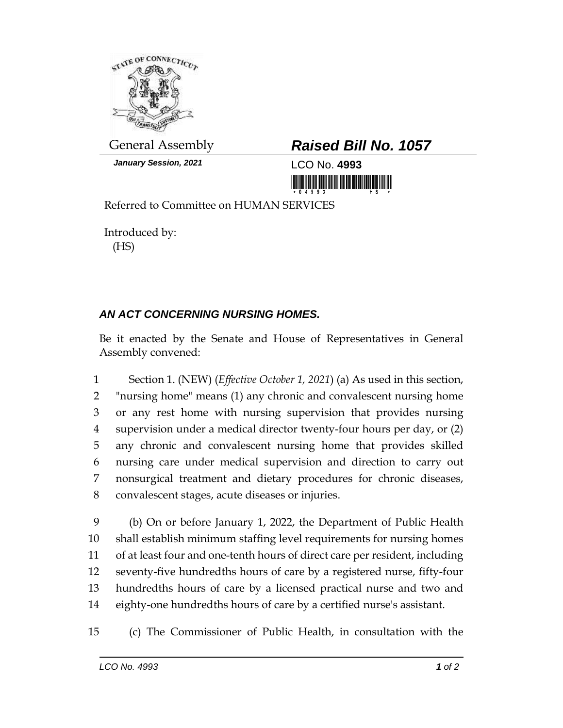General Assembly

***January Session, 2021***

# ***Raised Bill No. 1057***

LCO No. **4993**

Referred to Committee on HUMAN SERVICES

Introduced by:
(HS)

## ***AN ACT CONCERNING NURSING HOMES.***

Be it enacted by the Senate and House of Representatives in General Assembly convened:

1 Section 1. (NEW) (*Effective October 1, 2021*) (a) As used in this section,
2 "nursing home" means (1) any chronic and convalescent nursing home
3 or any rest home with nursing supervision that provides nursing
4 supervision under a medical director twenty-four hours per day, or (2)
5 any chronic and convalescent nursing home that provides skilled
6 nursing care under medical supervision and direction to carry out
7 nonsurgical treatment and dietary procedures for chronic diseases,
8 convalescent stages, acute diseases or injuries.

9 (b) On or before January 1, 2022, the Department of Public Health
10 shall establish minimum staffing level requirements for nursing homes
11 of at least four and one-tenth hours of direct care per resident, including
12 seventy-five hundredths hours of care by a registered nurse, fifty-four
13 hundredths hours of care by a licensed practical nurse and two and
14 eighty-one hundredths hours of care by a certified nurse's assistant.

15 (c) The Commissioner of Public Health, in consultation with the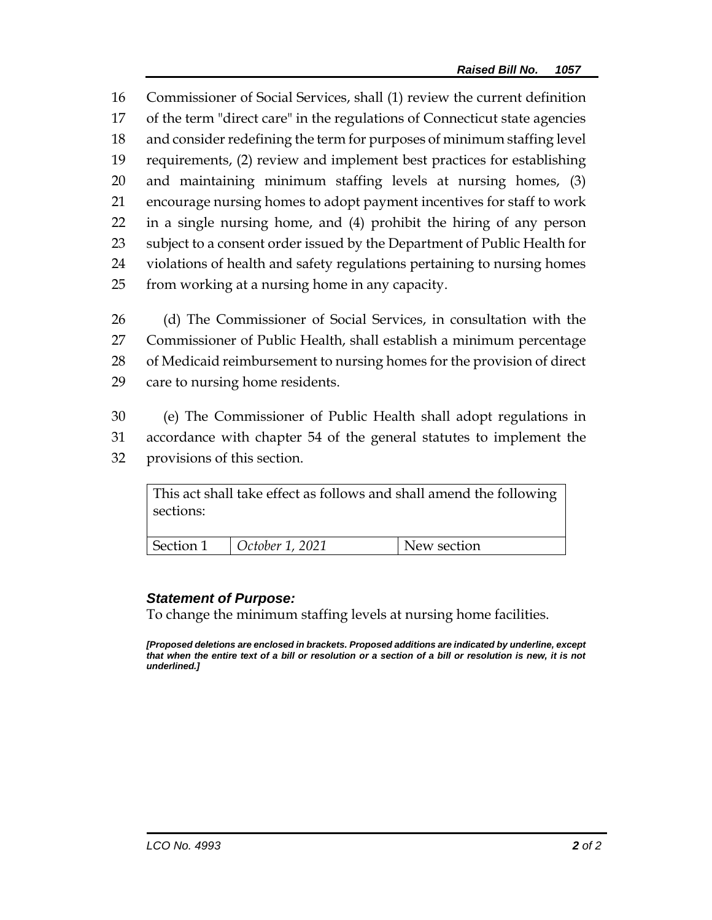16 Commissioner of Social Services, shall (1) review the current definition
17 of the term "direct care" in the regulations of Connecticut state agencies
18 and consider redefining the term for purposes of minimum staffing level
19 requirements, (2) review and implement best practices for establishing
20 and maintaining minimum staffing levels at nursing homes, (3)
21 encourage nursing homes to adopt payment incentives for staff to work
22 in a single nursing home, and (4) prohibit the hiring of any person
23 subject to a consent order issued by the Department of Public Health for
24 violations of health and safety regulations pertaining to nursing homes
25 from working at a nursing home in any capacity.

26 (d) The Commissioner of Social Services, in consultation with the
27 Commissioner of Public Health, shall establish a minimum percentage
28 of Medicaid reimbursement to nursing homes for the provision of direct
29 care to nursing home residents.

30 (e) The Commissioner of Public Health shall adopt regulations in
31 accordance with chapter 54 of the general statutes to implement the
32 provisions of this section.

| This act shall take effect as follows and shall amend the following sections: | | |
|---|---|---|
| Section 1 | *October 1, 2021* | New section |

### *Statement of Purpose:*

To change the minimum staffing levels at nursing home facilities.

***[Proposed deletions are enclosed in brackets. Proposed additions are indicated by underline, except that when the entire text of a bill or resolution or a section of a bill or resolution is new, it is not underlined.]***